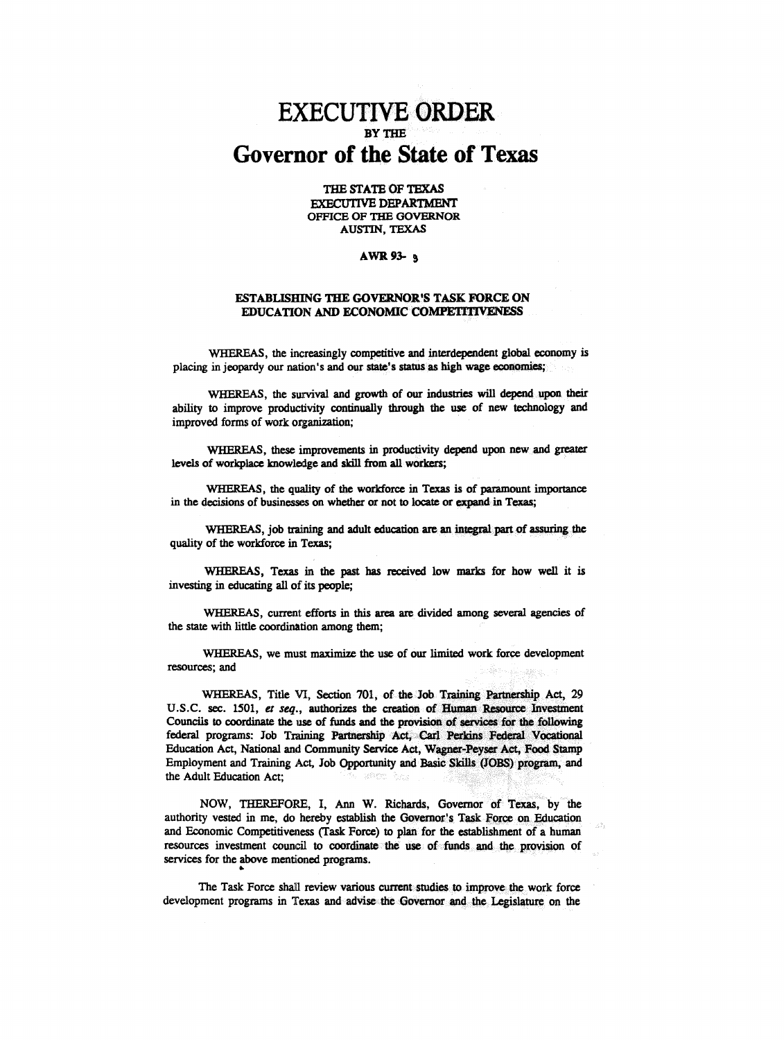# EXECUTIVE ORDER

BY THE

# Governor of the State of Texas

THE STATE OF TEXAS
EXECUTIVE DEPARTMENT
OFFICE OF THE GOVERNOR
AUSTIN, TEXAS

**AWR 93- 3**

**ESTABLISHING THE GOVERNOR'S TASK FORCE ON EDUCATION AND ECONOMIC COMPETITIVENESS**

WHEREAS, the increasingly competitive and interdependent global economy is placing in jeopardy our nation's and our state's status as high wage economies;

WHEREAS, the survival and growth of our industries will depend upon their ability to improve productivity continually through the use of new technology and improved forms of work organization;

WHEREAS, these improvements in productivity depend upon new and greater levels of workplace knowledge and skill from all workers;

WHEREAS, the quality of the workforce in Texas is of paramount importance in the decisions of businesses on whether or not to locate or expand in Texas;

WHEREAS, job training and adult education are an integral part of assuring the quality of the workforce in Texas;

WHEREAS, Texas in the past has received low marks for how well it is investing in educating all of its people;

WHEREAS, current efforts in this area are divided among several agencies of the state with little coordination among them;

WHEREAS, we must maximize the use of our limited work force development resources; and

WHEREAS, Title VI, Section 701, of the Job Training Partnership Act, 29 U.S.C. sec. 1501, *et seq.*, authorizes the creation of Human Resource Investment Councils to coordinate the use of funds and the provision of services for the following federal programs: Job Training Partnership Act, Carl Perkins Federal Vocational Education Act, National and Community Service Act, Wagner-Peyser Act, Food Stamp Employment and Training Act, Job Opportunity and Basic Skills (JOBS) program, and the Adult Education Act;

NOW, THEREFORE, I, Ann W. Richards, Governor of Texas, by the authority vested in me, do hereby establish the Governor's Task Force on Education and Economic Competitiveness (Task Force) to plan for the establishment of a human resources investment council to coordinate the use of funds and the provision of services for the above mentioned programs.

The Task Force shall review various current studies to improve the work force development programs in Texas and advise the Governor and the Legislature on the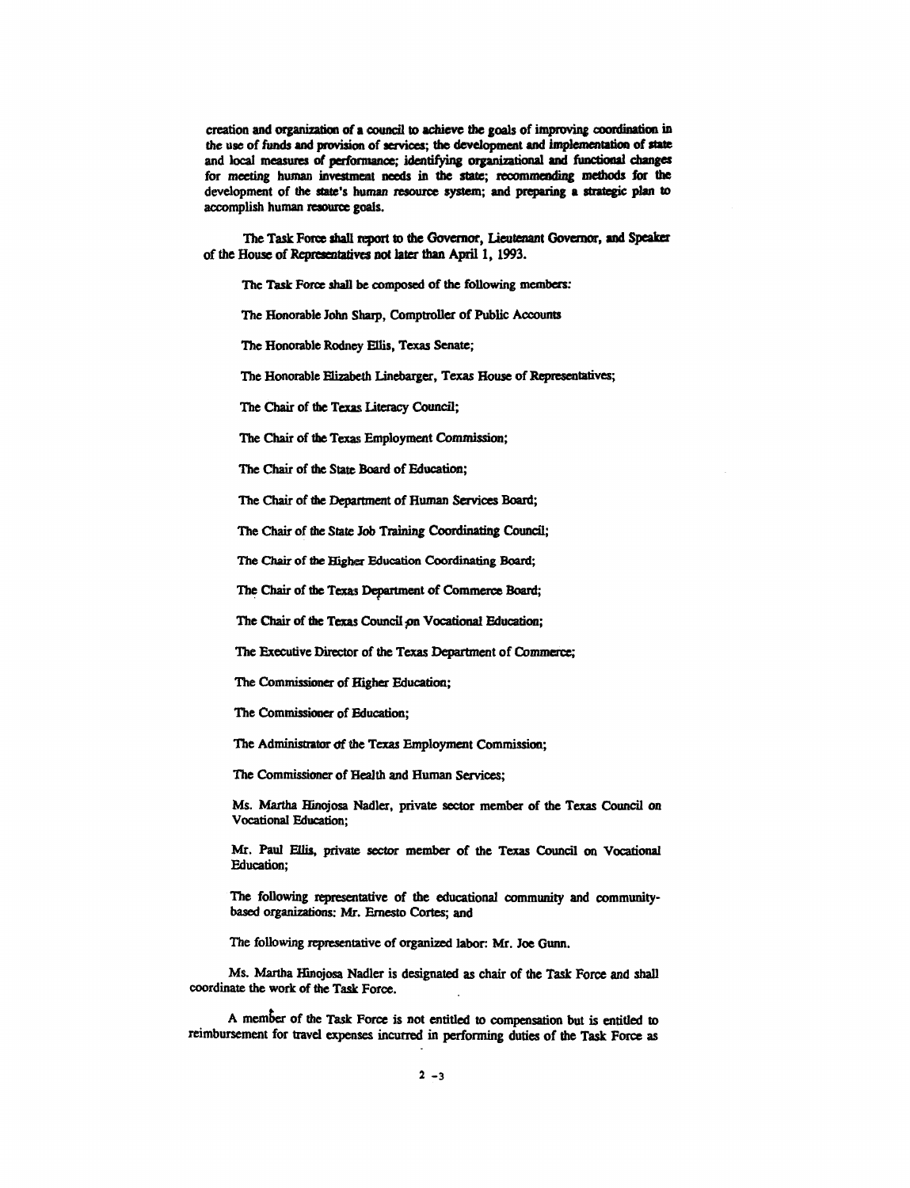creation and organization of a council to achieve the goals of improving coordination in the use of funds and provision of services; the development and implementation of state and local measures of performance; identifying organizational and functional changes for meeting human investment needs in the state; recommending methods for the development of the state's human resource system; and preparing a strategic plan to accomplish human resource goals.

The Task Force shall report to the Governor, Lieutenant Governor, and Speaker of the House of Representatives not later than April 1, 1993.

The Task Force shall be composed of the following members:

The Honorable John Sharp, Comptroller of Public Accounts

The Honorable Rodney Ellis, Texas Senate;

The Honorable Elizabeth Linebarger, Texas House of Representatives;

The Chair of the Texas Literacy Council;

The Chair of the Texas Employment Commission;

The Chair of the State Board of Education;

The Chair of the Department of Human Services Board;

The Chair of the State Job Training Coordinating Council;

The Chair of the Higher Education Coordinating Board;

The Chair of the Texas Department of Commerce Board;

The Chair of the Texas Council on Vocational Education;

The Executive Director of the Texas Department of Commerce;

The Commissioner of Higher Education;

The Commissioner of Education;

The Administrator of the Texas Employment Commission;

The Commissioner of Health and Human Services;

Ms. Martha Hinojosa Nadler, private sector member of the Texas Council on Vocational Education;

Mr. Paul Ellis, private sector member of the Texas Council on Vocational Education;

The following representative of the educational community and community-based organizations: Mr. Ernesto Cortes; and

The following representative of organized labor: Mr. Joe Gunn.

Ms. Martha Hinojosa Nadler is designated as chair of the Task Force and shall coordinate the work of the Task Force.

A member of the Task Force is not entitled to compensation but is entitled to reimbursement for travel expenses incurred in performing duties of the Task Force as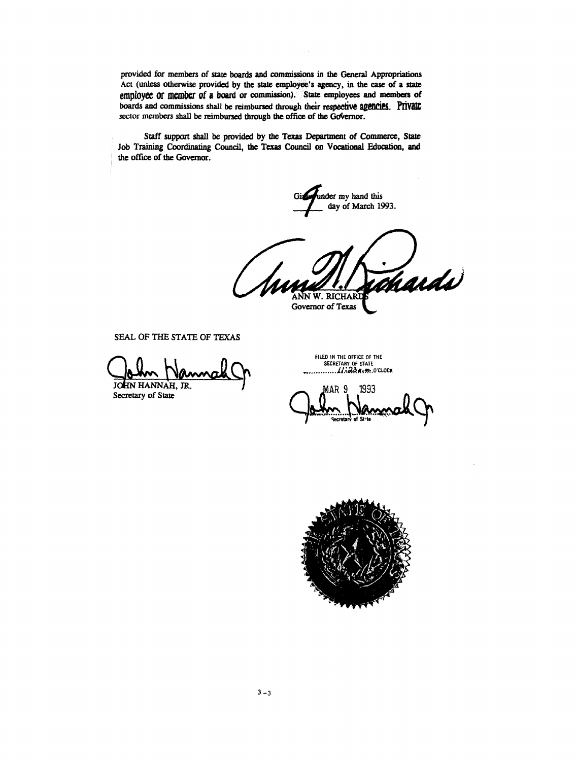provided for members of state boards and commissions in the General Appropriations Act (unless otherwise provided by the state employee's agency, in the case of a state employee or member of a board or commission). State employees and members of boards and commissions shall be reimbursed through their respective agencies. Private sector members shall be reimbursed through the office of the Governor.

Staff support shall be provided by the Texas Department of Commerce, State Job Training Coordinating Council, the Texas Council on Vocational Education, and the office of the Governor.

Given under my hand this
9 day of March 1993.

ANN W. RICHARDS
Governor of Texas

SEAL OF THE STATE OF TEXAS

JOHN HANNAH, JR.
Secretary of State

FILED IN THE OFFICE OF THE
SECRETARY OF STATE
11:23 A.M. O'CLOCK

MAR 9 1993

Secretary of State